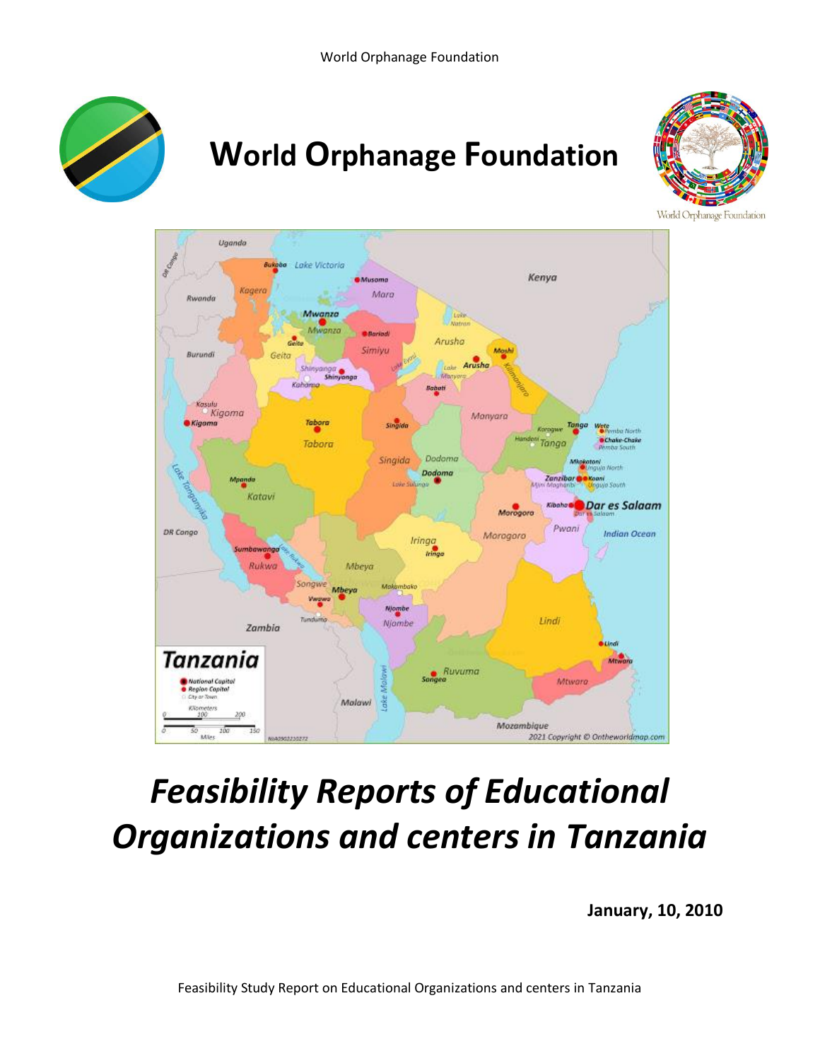# World Orphanage Foundation

# *Feasibility Reports of Educational Organizations and centers in Tanzania*

**January, 10, 2010**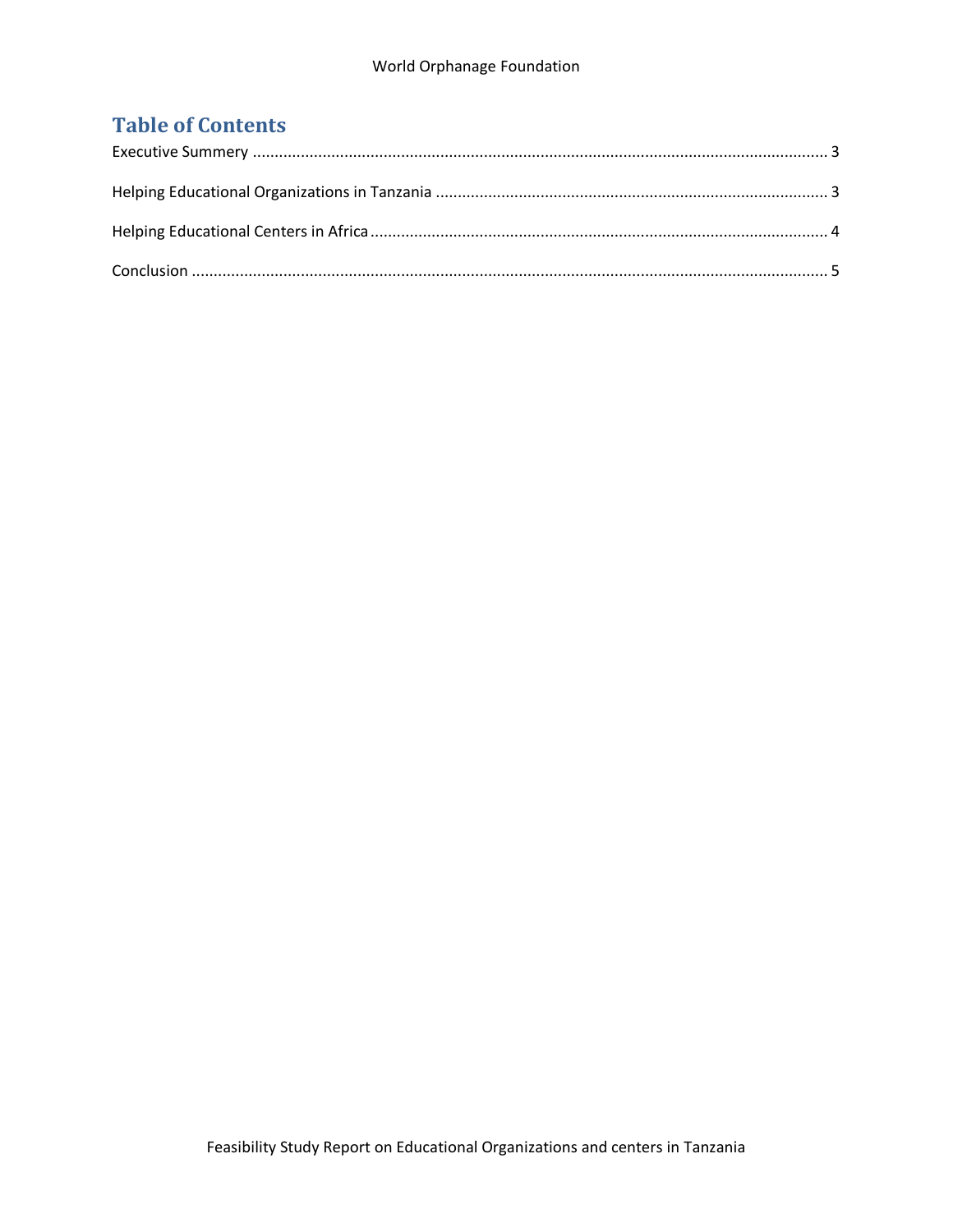# Table of Contents

Executive Summery ..................................................................................................................................... 3

Helping Educational Organizations in Tanzania ......................................................................................... 3

Helping Educational Centers in Africa....................................................................................................... 4

Conclusion ................................................................................................................................................ 5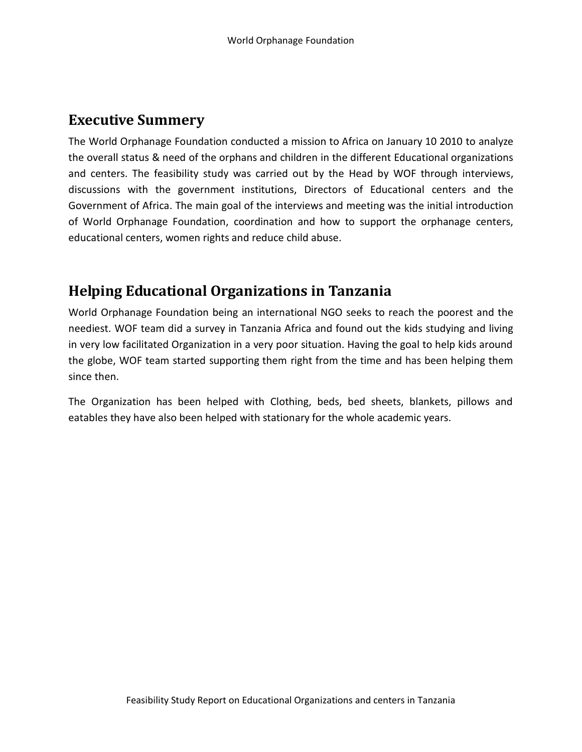## Executive Summery

The World Orphanage Foundation conducted a mission to Africa on January 10 2010 to analyze the overall status & need of the orphans and children in the different Educational organizations and centers. The feasibility study was carried out by the Head by WOF through interviews, discussions with the government institutions, Directors of Educational centers and the Government of Africa. The main goal of the interviews and meeting was the initial introduction of World Orphanage Foundation, coordination and how to support the orphanage centers, educational centers, women rights and reduce child abuse.

## Helping Educational Organizations in Tanzania

World Orphanage Foundation being an international NGO seeks to reach the poorest and the neediest. WOF team did a survey in Tanzania Africa and found out the kids studying and living in very low facilitated Organization in a very poor situation. Having the goal to help kids around the globe, WOF team started supporting them right from the time and has been helping them since then.

The Organization has been helped with Clothing, beds, bed sheets, blankets, pillows and eatables they have also been helped with stationary for the whole academic years.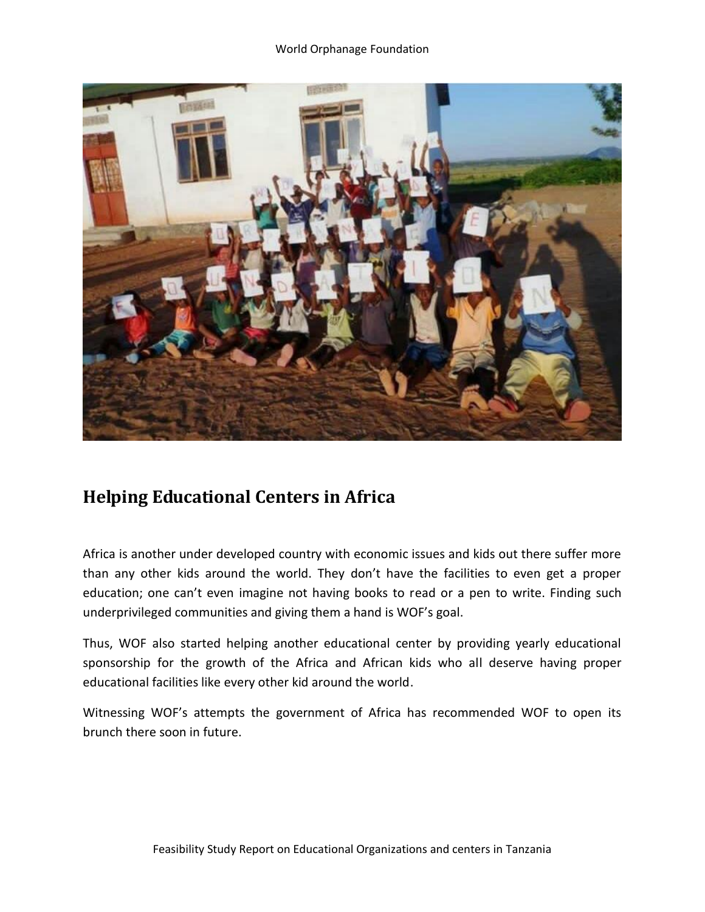## Helping Educational Centers in Africa

Africa is another under developed country with economic issues and kids out there suffer more than any other kids around the world. They don't have the facilities to even get a proper education; one can't even imagine not having books to read or a pen to write. Finding such underprivileged communities and giving them a hand is WOF's goal.

Thus, WOF also started helping another educational center by providing yearly educational sponsorship for the growth of the Africa and African kids who all deserve having proper educational facilities like every other kid around the world.

Witnessing WOF's attempts the government of Africa has recommended WOF to open its brunch there soon in future.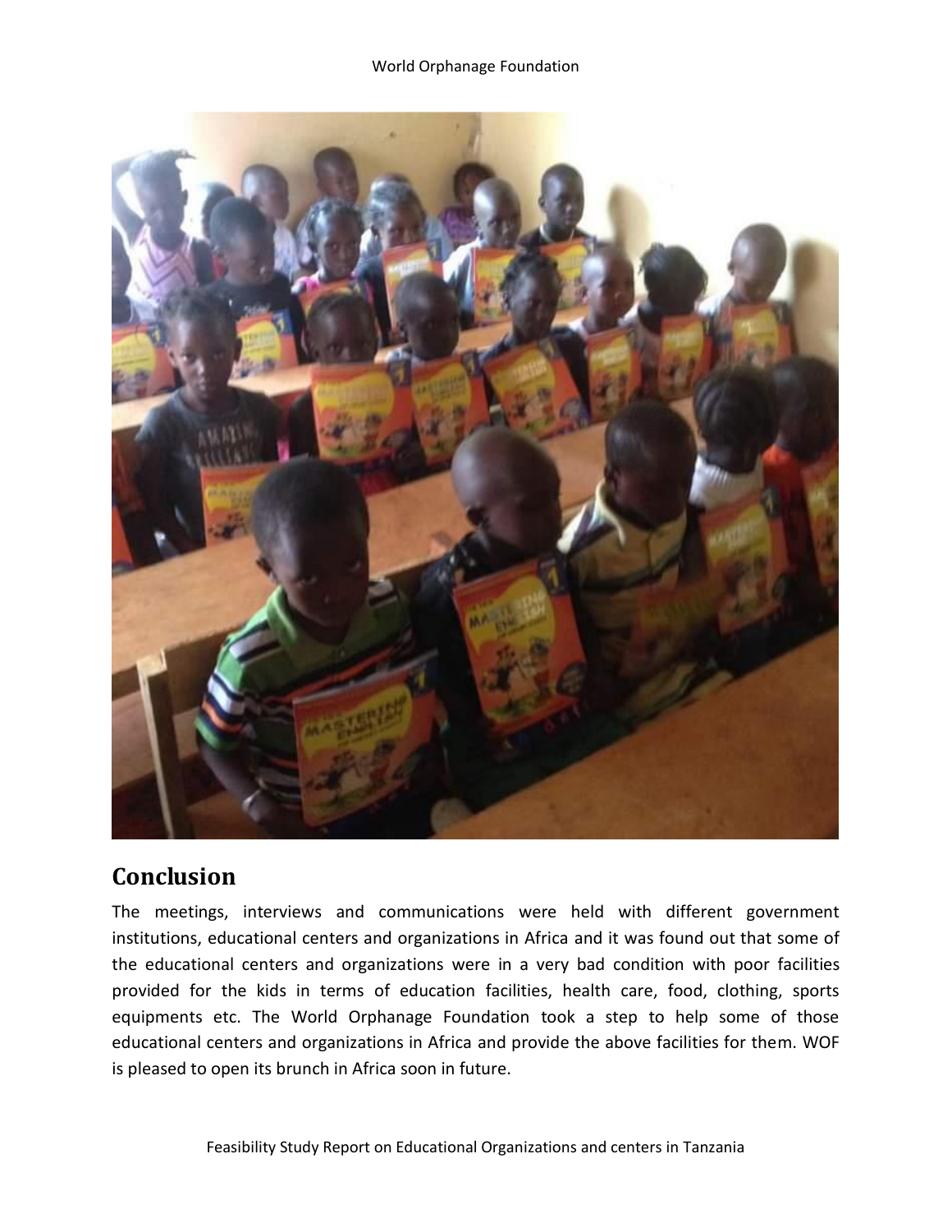## Conclusion

The meetings, interviews and communications were held with different government institutions, educational centers and organizations in Africa and it was found out that some of the educational centers and organizations were in a very bad condition with poor facilities provided for the kids in terms of education facilities, health care, food, clothing, sports equipments etc. The World Orphanage Foundation took a step to help some of those educational centers and organizations in Africa and provide the above facilities for them. WOF is pleased to open its brunch in Africa soon in future.